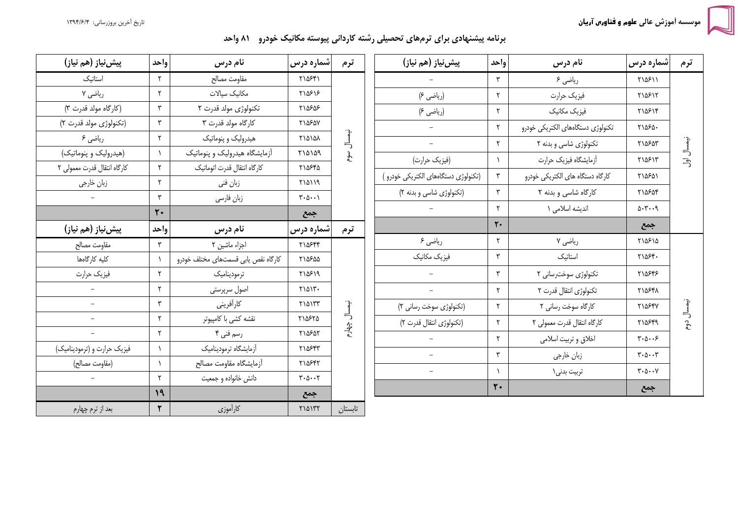موسسه آموزش عالی علوم و فناوری آریان

تاریخ آخرین بروزرسانی: ۱۳۹۴/۶/۴

# برنامه پیشنهادی برای ترم‌های تحصیلی رشته کاردانی پیوسته مکانیک خودرو ۸۱ واحد

| ترم | شماره درس | نام درس | واحد | پیش‌نیاز (هم نیاز) |
|---|---|---|---|---|
| نیمسال اول | ۲۱۵۶۱۱ | ریاضی ۶ | ۳ | - |
| | ۲۱۵۶۱۲ | فیزیک حرارت | ۲ | (ریاضی ۶) |
| | ۲۱۵۶۱۴ | فیزیک مکانیک | ۲ | (ریاضی ۶) |
| | ۲۱۵۶۵۰ | تکنولوژی دستگاههای الکتریکی خودرو | ۲ | - |
| | ۲۱۵۶۵۳ | تکنولوژی شاسی و بدنه ۲ | ۲ | - |
| | ۲۱۵۶۱۳ | آزمایشگاه فیزیک حرارت | ۱ | (فیزیک حرارت) |
| | ۲۱۵۶۵۱ | کارگاه دستگاه های الکتریکی خودرو | ۳ | (تکنولوژی دستگاههای الکتریکی خودرو ) |
| | ۲۱۵۶۵۴ | کارگاه شاسی و بدنه ۲ | ۳ | (تکنولوژی شاسی و بدنه ۲) |
| | ۵۰۳۰۰۹ | اندیشه اسلامی ۱ | ۲ | - |
| | جمع | | ۲۰ | |
| نیمسال دوم | ۲۱۵۶۱۵ | ریاضی ۷ | ۲ | ریاضی ۶ |
| | ۲۱۵۶۴۰ | استاتیک | ۳ | فیزیک مکانیک |
| | ۲۱۵۶۴۶ | تکنولوژی سوخت‌رسانی ۲ | ۳ | - |
| | ۲۱۵۶۴۸ | تکنولوژی انتقال قدرت ۲ | ۲ | - |
| | ۲۱۵۶۴۷ | کارگاه سوخت رسانی ۲ | ۲ | (تکنولوژی سوخت رسانی ۲) |
| | ۲۱۵۶۴۹ | کارگاه انتقال قدرت معمولی ۲ | ۲ | (تکنولوژی انتقال قدرت ۲) |
| | ۳۰۵۰۰۶ | اخلاق و تربیت اسلامی | ۲ | - |
| | ۳۰۵۰۰۳ | زبان خارجی | ۳ | - |
| | ۳۰۵۰۰۷ | تربیت بدنی۱ | ۱ | - |
| | جمع | | ۲۰ | |

| ترم | شماره درس | نام درس | واحد | پیش‌نیاز (هم نیاز) |
|---|---|---|---|---|
| نیمسال سوم | ۲۱۵۶۴۱ | مقاومت مصالح | ۲ | استاتیک |
| | ۲۱۵۶۱۶ | مکانیک سیالات | ۲ | ریاضی ۷ |
| | ۲۱۵۶۵۶ | تکنولوژی مولد قدرت ۲ | ۳ | (کارگاه مولد قدرت ۳) |
| | ۲۱۵۶۵۷ | کارگاه مولد قدرت ۳ | ۳ | (تکنولوژی مولد قدرت ۲) |
| | ۲۱۵۱۵۸ | هیدرولیک و پنوماتیک | ۲ | ریاضی ۶ |
| | ۲۱۵۱۵۹ | آزمایشگاه هیدرولیک و پنوماتیک | ۱ | (هیدرولیک و پنوماتیک) |
| | ۲۱۵۶۴۵ | کارگاه انتقال قدرت اتوماتیک | ۲ | کارگاه انتقال قدرت معمولی ۲ |
| | ۲۱۵۱۱۹ | زبان فنی | ۲ | زبان خارجی |
| | ۳۰۵۰۰۱ | زبان فارسی | ۳ | - |
| | جمع | | ۲۰ | |
| نیمسال چهارم | ۲۱۵۶۴۴ | اجزاء ماشین ۲ | ۳ | مقاومت مصالح |
| | ۲۱۵۶۵۵ | کارگاه نقص یابی قسمت‌های مختلف خودرو | ۱ | کلیه کارگاهها |
| | ۲۱۵۶۱۹ | ترمودینامیک | ۲ | فیزیک حرارت |
| | ۲۱۵۱۳۰ | اصول سرپرستی | ۲ | - |
| | ۲۱۵۱۳۳ | کارآفرینی | ۳ | - |
| | ۲۱۵۶۲۵ | نقشه کشی با کامپیوتر | ۲ | - |
| | ۲۱۵۶۵۲ | رسم فنی ۴ | ۲ | - |
| | ۲۱۵۶۴۳ | آزمایشگاه ترمودینامیک | ۱ | فیزیک حرارت و (ترمودینامیک) |
| | ۲۱۵۶۴۲ | آزمایشگاه مقاومت مصالح | ۱ | (مقاومت مصالح) |
| | ۳۰۵۰۰۲ | دانش خانواده و جمعیت | ۲ | - |
| | جمع | | ۱۹ | |
| تابستان | ۲۱۵۱۳۲ | کارآموزی | ۲ | بعد از ترم چهارم |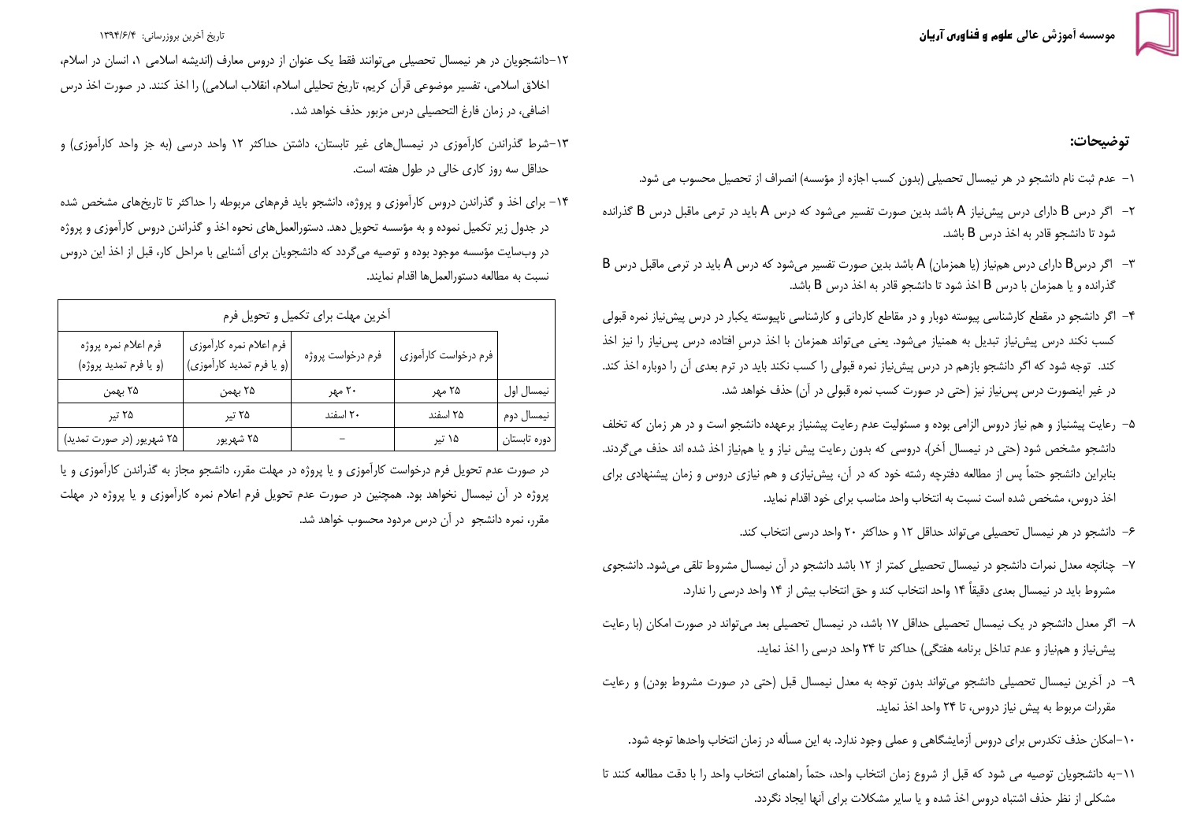## توضیحات:

۱- عدم ثبت نام دانشجو در هر نیمسال تحصیلی (بدون کسب اجازه از مؤسسه) انصراف از تحصیل محسوب می شود.

۲- اگر درس B دارای درس پیش‌نیاز A باشد بدین صورت تفسیر می‌شود که درس A باید در ترمی ماقبل درس B گذرانده شود تا دانشجو قادر به اخذ درس B باشد.

۳- اگر درسB دارای درس هم‌نیاز (یا همزمان) A باشد بدین صورت تفسیر می‌شود که درس A باید در ترمی ماقبل درس B گذرانده و یا همزمان با درس B اخذ شود تا دانشجو قادر به اخذ درس B باشد.

۴- اگر دانشجو در مقطع کارشناسی پیوسته دوبار و در مقاطع کاردانی و کارشناسی ناپیوسته یکبار در درس پیش‌نیاز نمره قبولی کسب نکند درس پیش‌نیاز تبدیل به همنیاز می‌شود. یعنی می‌تواند همزمان با اخذ درس افتاده، درس پس‌نیاز را نیز اخذ کند. توجه شود که اگر دانشجو بازهم در درس پیش‌نیاز نمره قبولی را کسب نکند باید در ترم بعدی آن را دوباره اخذ کند. در غیر اینصورت درس پس‌نیاز نیز (حتی در صورت کسب نمره قبولی در آن) حذف خواهد شد.

۵- رعایت پیشنیاز و هم نیاز دروس الزامی بوده و مسئولیت عدم رعایت پیشنیاز برعهده دانشجو است و در هر زمان که تخلف دانشجو مشخص شود (حتی در نیمسال آخر)، دروسی که بدون رعایت پیش نیاز و یا هم‌نیاز اخذ شده اند حذف می‌گردند. بنابراین دانشجو حتماً پس از مطالعه دفترچه رشته خود که در آن، پیش‌نیازی و هم نیازی دروس و زمان پیشنهادی برای اخذ دروس، مشخص شده است نسبت به انتخاب واحد مناسب برای خود اقدام نماید.

۶- دانشجو در هر نیمسال تحصیلی می‌تواند حداقل ۱۲ و حداکثر ۲۰ واحد درسی انتخاب کند.

۷- چنانچه معدل نمرات دانشجو در نیمسال تحصیلی کمتر از ۱۲ باشد دانشجو در آن نیمسال مشروط تلقی می‌شود. دانشجوی مشروط باید در نیمسال بعدی دقیقاً ۱۴ واحد انتخاب کند و حق انتخاب بیش از ۱۴ واحد درسی را ندارد.

۸- اگر معدل دانشجو در یک نیمسال تحصیلی حداقل ۱۷ باشد، در نیمسال تحصیلی بعد می‌تواند در صورت امکان (با رعایت پیش‌نیاز و هم‌نیاز و عدم تداخل برنامه هفتگی) حداکثر تا ۲۴ واحد درسی را اخذ نماید.

۹- در آخرین نیمسال تحصیلی دانشجو می‌تواند بدون توجه به معدل نیمسال قبل (حتی در صورت مشروط بودن) و رعایت مقررات مربوط به پیش نیاز دروس، تا ۲۴ واحد اخذ نماید.

۱۰-امکان حذف تکدرس برای دروس آزمایشگاهی و عملی وجود ندارد. به این مسأله در زمان انتخاب واحدها توجه شود.

۱۱-به دانشجویان توصیه می شود که قبل از شروع زمان انتخاب واحد، حتماً راهنمای انتخاب واحد را با دقت مطالعه کنند تا مشکلی از نظر حذف اشتباه دروس اخذ شده و یا سایر مشکلات برای آنها ایجاد نگردد.

۱۲-دانشجویان در هر نیمسال تحصیلی می‌توانند فقط یک عنوان از دروس معارف (اندیشه اسلامی ۱، انسان در اسلام، اخلاق اسلامی، تفسیر موضوعی قرآن کریم، تاریخ تحلیلی اسلام، انقلاب اسلامی) را اخذ کنند. در صورت اخذ درس اضافی، در زمان فارغ التحصیلی درس مزبور حذف خواهد شد.

۱۳-شرط گذراندن کارآموزی در نیمسال‌های غیر تابستان، داشتن حداکثر ۱۲ واحد درسی (به جز واحد کارآموزی) و حداقل سه روز کاری خالی در طول هفته است.

۱۴- برای اخذ و گذراندن دروس کارآموزی و پروژه، دانشجو باید فرمهای مربوطه را حداکثر تا تاریخ‌های مشخص شده در جدول زیر تکمیل نموده و به مؤسسه تحویل دهد. دستورالعمل‌های نحوه اخذ و گذراندن دروس کارآموزی و پروژه در وب‌سایت مؤسسه موجود بوده و توصیه می‌گردد که دانشجویان برای آشنایی با مراحل کار، قبل از اخذ این دروس نسبت به مطالعه دستورالعمل‌ها اقدام نمایند.

| | آخرین مهلت برای تکمیل و تحویل فرم | | | |
|---|---|---|---|---|
| | فرم درخواست کارآموزی | فرم درخواست پروژه | فرم اعلام نمره کارآموزی (و یا فرم تمدید کارآموزی) | فرم اعلام نمره پروژه (و یا فرم تمدید پروژه) |
| نیمسال اول | ۲۵ مهر | ۲۰ مهر | ۲۵ بهمن | ۲۵ بهمن |
| نیمسال دوم | ۲۵ اسفند | ۲۰ اسفند | ۲۵ تیر | ۲۵ تیر |
| دوره تابستان | ۱۵ تیر | – | ۲۵ شهریور | ۲۵ شهریور (در صورت تمدید) |

در صورت عدم تحویل فرم درخواست کارآموزی و یا پروژه در مهلت مقرر، دانشجو مجاز به گذراندن کارآموزی و یا پروژه در آن نیمسال نخواهد بود. همچنین در صورت عدم تحویل فرم اعلام نمره کارآموزی و یا پروژه در مهلت مقرر، نمره دانشجو در آن درس مردود محسوب خواهد شد.